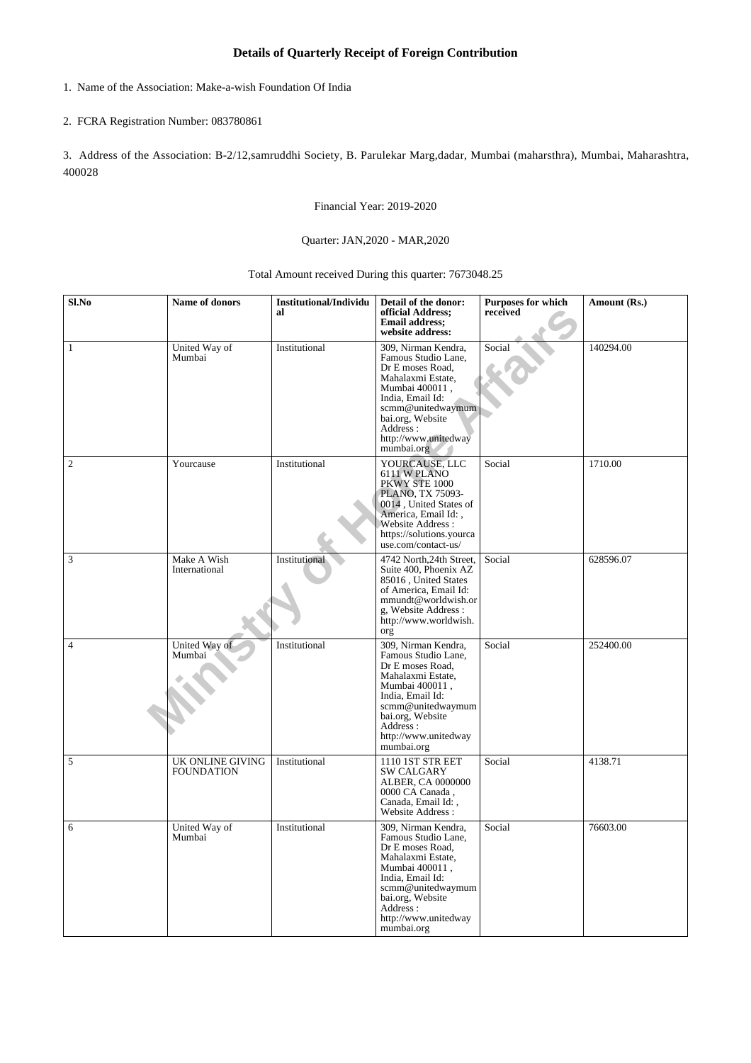### Details of Quarterly Receipt of Foreign Contribution

1. Name of the Association: Make-a-wish Foundation Of India

2. FCRA Registration Number: 083780861

3. Address of the Association: B-2/12,samruddhi Society, B. Parulekar Marg,dadar, Mumbai (maharsthra), Mumbai, Maharashtra, 400028

Financial Year: 2019-2020

Quarter: JAN,2020 - MAR,2020

Total Amount received During this quarter: 7673048.25

| Sl.No | Name of donors | Institutional/Individual | Detail of the donor: official Address; Email address; website address: | Purposes for which received | Amount (Rs.) |
|---|---|---|---|---|---|
| 1 | United Way of Mumbai | Institutional | 309, Nirman Kendra, Famous Studio Lane, Dr E moses Road, Mahalaxmi Estate, Mumbai 400011 , India, Email Id: scmm@unitedwaymumbai.org, Website Address : http://www.unitedwaymumbai.org | Social | 140294.00 |
| 2 | Yourcause | Institutional | YOURCAUSE, LLC 6111 W PLANO PKWY STE 1000 PLANO, TX 75093-0014 , United States of America, Email Id: , Website Address : https://solutions.yourcause.com/contact-us/ | Social | 1710.00 |
| 3 | Make A Wish International | Institutional | 4742 North,24th Street, Suite 400, Phoenix AZ 85016 , United States of America, Email Id: mmundt@worldwish.org, Website Address : http://www.worldwish.org | Social | 628596.07 |
| 4 | United Way of Mumbai | Institutional | 309, Nirman Kendra, Famous Studio Lane, Dr E moses Road, Mahalaxmi Estate, Mumbai 400011 , India, Email Id: scmm@unitedwaymumbai.org, Website Address : http://www.unitedwaymumbai.org | Social | 252400.00 |
| 5 | UK ONLINE GIVING FOUNDATION | Institutional | 1110 1ST STR EET SW CALGARY ALBER, CA 0000000 0000 CA Canada , Canada, Email Id: , Website Address : | Social | 4138.71 |
| 6 | United Way of Mumbai | Institutional | 309, Nirman Kendra, Famous Studio Lane, Dr E moses Road, Mahalaxmi Estate, Mumbai 400011 , India, Email Id: scmm@unitedwaymumbai.org, Website Address : http://www.unitedwaymumbai.org | Social | 76603.00 |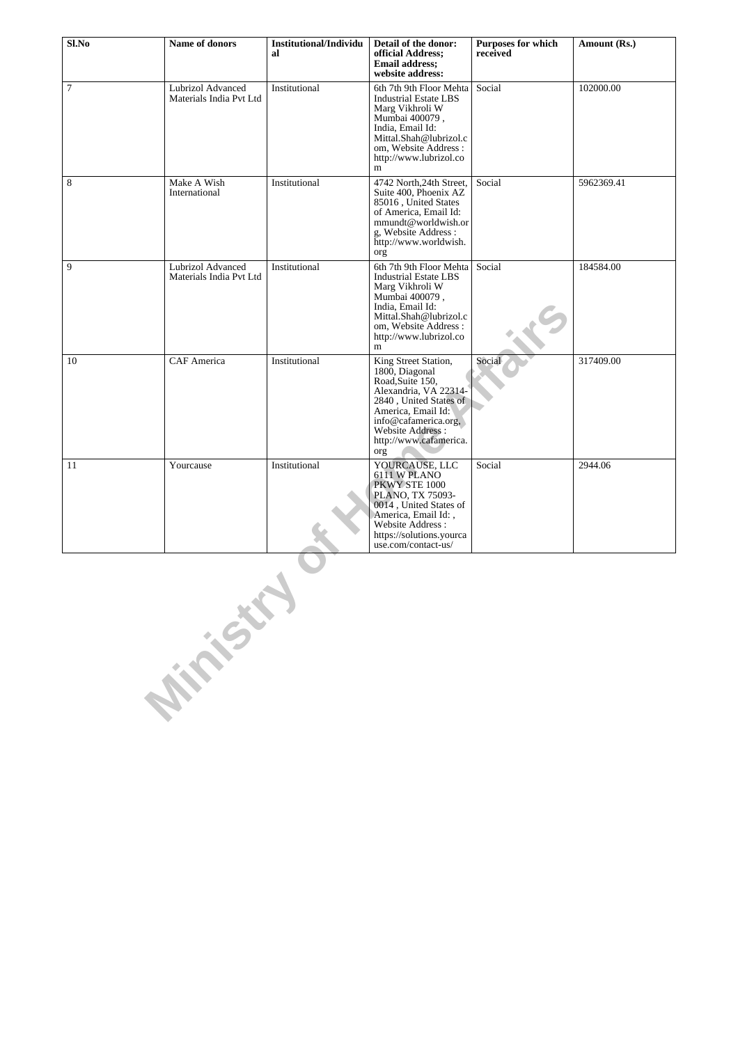| Sl.No | Name of donors | Institutional/Individual | Detail of the donor: official Address; Email address; website address: | Purposes for which received | Amount (Rs.) |
|---|---|---|---|---|---|
| 7 | Lubrizol Advanced Materials India Pvt Ltd | Institutional | 6th 7th 9th Floor Mehta Industrial Estate LBS Marg Vikhroli W Mumbai 400079 , India, Email Id: Mittal.Shah@lubrizol.com, Website Address : http://www.lubrizol.com | Social | 102000.00 |
| 8 | Make A Wish International | Institutional | 4742 North,24th Street, Suite 400, Phoenix AZ 85016 , United States of America, Email Id: mmundt@worldwish.org, Website Address : http://www.worldwish.org | Social | 5962369.41 |
| 9 | Lubrizol Advanced Materials India Pvt Ltd | Institutional | 6th 7th 9th Floor Mehta Industrial Estate LBS Marg Vikhroli W Mumbai 400079 , India, Email Id: Mittal.Shah@lubrizol.com, Website Address : http://www.lubrizol.com | Social | 184584.00 |
| 10 | CAF America | Institutional | King Street Station, 1800, Diagonal Road,Suite 150, Alexandria, VA 22314-2840 , United States of America, Email Id: info@cafamerica.org, Website Address : http://www.cafamerica.org | Social | 317409.00 |
| 11 | Yourcause | Institutional | YOURCAUSE, LLC 6111 W PLANO PKWY STE 1000 PLANO, TX 75093-0014 , United States of America, Email Id: , Website Address : https://solutions.yourcause.com/contact-us/ | Social | 2944.06 |